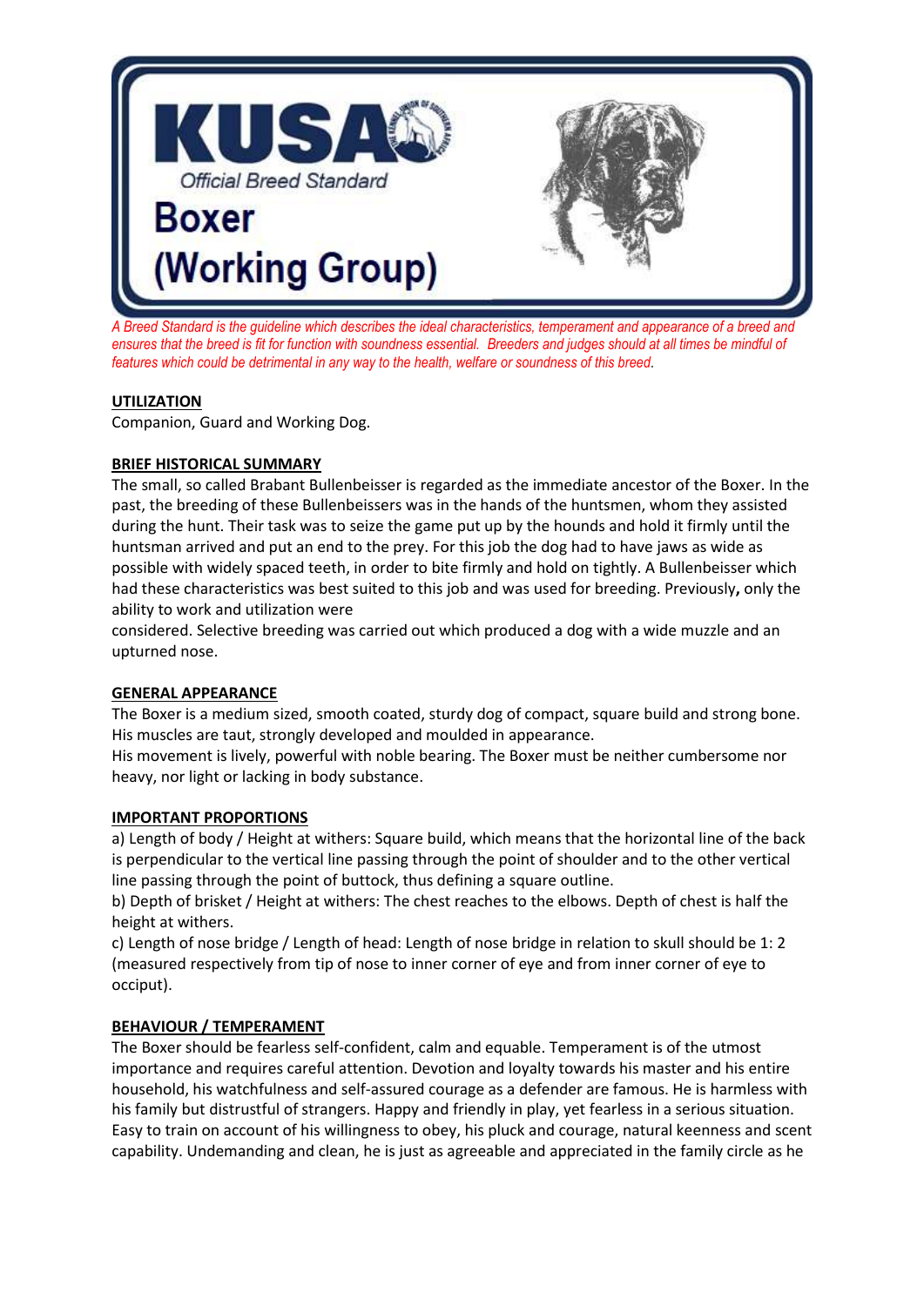# KUSA

Official Breed Standard

# Boxer
# (Working Group)

*A Breed Standard is the guideline which describes the ideal characteristics, temperament and appearance of a breed and ensures that the breed is fit for function with soundness essential. Breeders and judges should at all times be mindful of features which could be detrimental in any way to the health, welfare or soundness of this breed.*

## UTILIZATION

Companion, Guard and Working Dog.

## BRIEF HISTORICAL SUMMARY

The small, so called Brabant Bullenbeisser is regarded as the immediate ancestor of the Boxer. In the past, the breeding of these Bullenbeissers was in the hands of the huntsmen, whom they assisted during the hunt. Their task was to seize the game put up by the hounds and hold it firmly until the huntsman arrived and put an end to the prey. For this job the dog had to have jaws as wide as possible with widely spaced teeth, in order to bite firmly and hold on tightly. A Bullenbeisser which had these characteristics was best suited to this job and was used for breeding. Previously**,** only the ability to work and utilization were considered. Selective breeding was carried out which produced a dog with a wide muzzle and an upturned nose.

## GENERAL APPEARANCE

The Boxer is a medium sized, smooth coated, sturdy dog of compact, square build and strong bone. His muscles are taut, strongly developed and moulded in appearance.
His movement is lively, powerful with noble bearing. The Boxer must be neither cumbersome nor heavy, nor light or lacking in body substance.

## IMPORTANT PROPORTIONS

a) Length of body / Height at withers: Square build, which means that the horizontal line of the back is perpendicular to the vertical line passing through the point of shoulder and to the other vertical line passing through the point of buttock, thus defining a square outline.
b) Depth of brisket / Height at withers: The chest reaches to the elbows. Depth of chest is half the height at withers.
c) Length of nose bridge / Length of head: Length of nose bridge in relation to skull should be 1: 2 (measured respectively from tip of nose to inner corner of eye and from inner corner of eye to occiput).

## BEHAVIOUR / TEMPERAMENT

The Boxer should be fearless self-confident, calm and equable. Temperament is of the utmost importance and requires careful attention. Devotion and loyalty towards his master and his entire household, his watchfulness and self-assured courage as a defender are famous. He is harmless with his family but distrustful of strangers. Happy and friendly in play, yet fearless in a serious situation. Easy to train on account of his willingness to obey, his pluck and courage, natural keenness and scent capability. Undemanding and clean, he is just as agreeable and appreciated in the family circle as he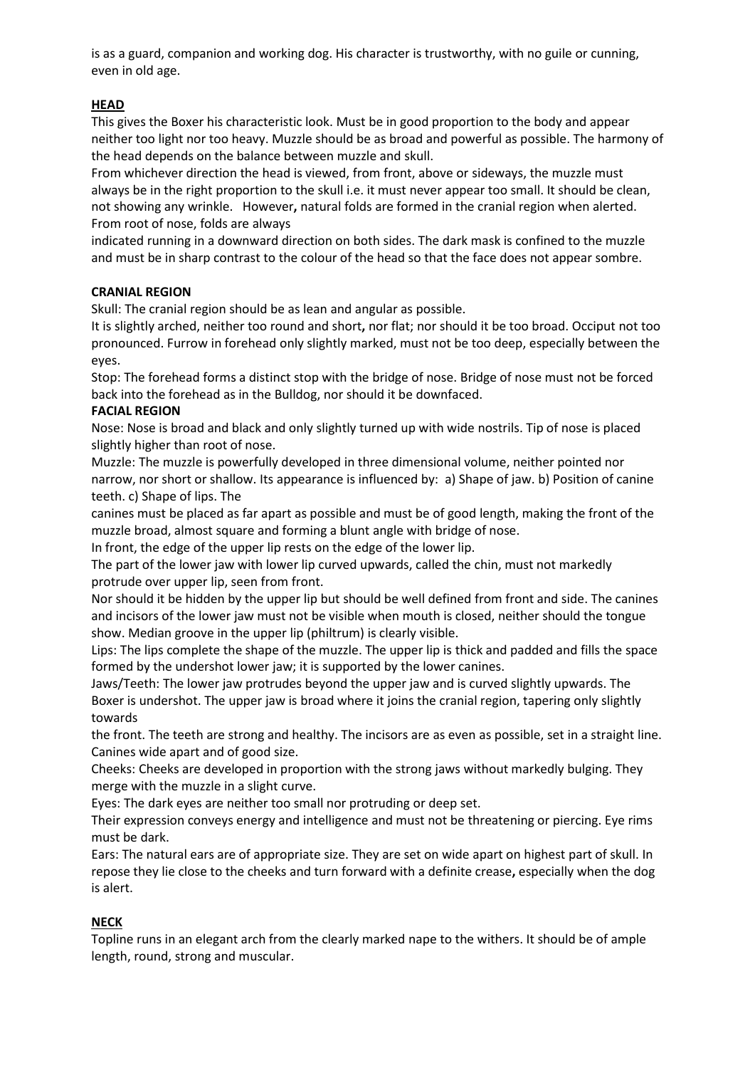is as a guard, companion and working dog. His character is trustworthy, with no guile or cunning, even in old age.

## HEAD

This gives the Boxer his characteristic look. Must be in good proportion to the body and appear neither too light nor too heavy. Muzzle should be as broad and powerful as possible. The harmony of the head depends on the balance between muzzle and skull.

From whichever direction the head is viewed, from front, above or sideways, the muzzle must always be in the right proportion to the skull i.e. it must never appear too small. It should be clean, not showing any wrinkle. However**,** natural folds are formed in the cranial region when alerted. From root of nose, folds are always indicated running in a downward direction on both sides. The dark mask is confined to the muzzle and must be in sharp contrast to the colour of the head so that the face does not appear sombre.

### CRANIAL REGION

Skull: The cranial region should be as lean and angular as possible.

It is slightly arched, neither too round and short**,** nor flat; nor should it be too broad. Occiput not too pronounced. Furrow in forehead only slightly marked, must not be too deep, especially between the eyes.

Stop: The forehead forms a distinct stop with the bridge of nose. Bridge of nose must not be forced back into the forehead as in the Bulldog, nor should it be downfaced.

### FACIAL REGION

Nose: Nose is broad and black and only slightly turned up with wide nostrils. Tip of nose is placed slightly higher than root of nose.

Muzzle: The muzzle is powerfully developed in three dimensional volume, neither pointed nor narrow, nor short or shallow. Its appearance is influenced by: a) Shape of jaw. b) Position of canine teeth. c) Shape of lips. The canines must be placed as far apart as possible and must be of good length, making the front of the muzzle broad, almost square and forming a blunt angle with bridge of nose.

In front, the edge of the upper lip rests on the edge of the lower lip.

The part of the lower jaw with lower lip curved upwards, called the chin, must not markedly protrude over upper lip, seen from front.

Nor should it be hidden by the upper lip but should be well defined from front and side. The canines and incisors of the lower jaw must not be visible when mouth is closed, neither should the tongue show. Median groove in the upper lip (philtrum) is clearly visible.

Lips: The lips complete the shape of the muzzle. The upper lip is thick and padded and fills the space formed by the undershot lower jaw; it is supported by the lower canines.

Jaws/Teeth: The lower jaw protrudes beyond the upper jaw and is curved slightly upwards. The Boxer is undershot. The upper jaw is broad where it joins the cranial region, tapering only slightly towards the front. The teeth are strong and healthy. The incisors are as even as possible, set in a straight line. Canines wide apart and of good size.

Cheeks: Cheeks are developed in proportion with the strong jaws without markedly bulging. They merge with the muzzle in a slight curve.

Eyes: The dark eyes are neither too small nor protruding or deep set.

Their expression conveys energy and intelligence and must not be threatening or piercing. Eye rims must be dark.

Ears: The natural ears are of appropriate size. They are set on wide apart on highest part of skull. In repose they lie close to the cheeks and turn forward with a definite crease**,** especially when the dog is alert.

## NECK

Topline runs in an elegant arch from the clearly marked nape to the withers. It should be of ample length, round, strong and muscular.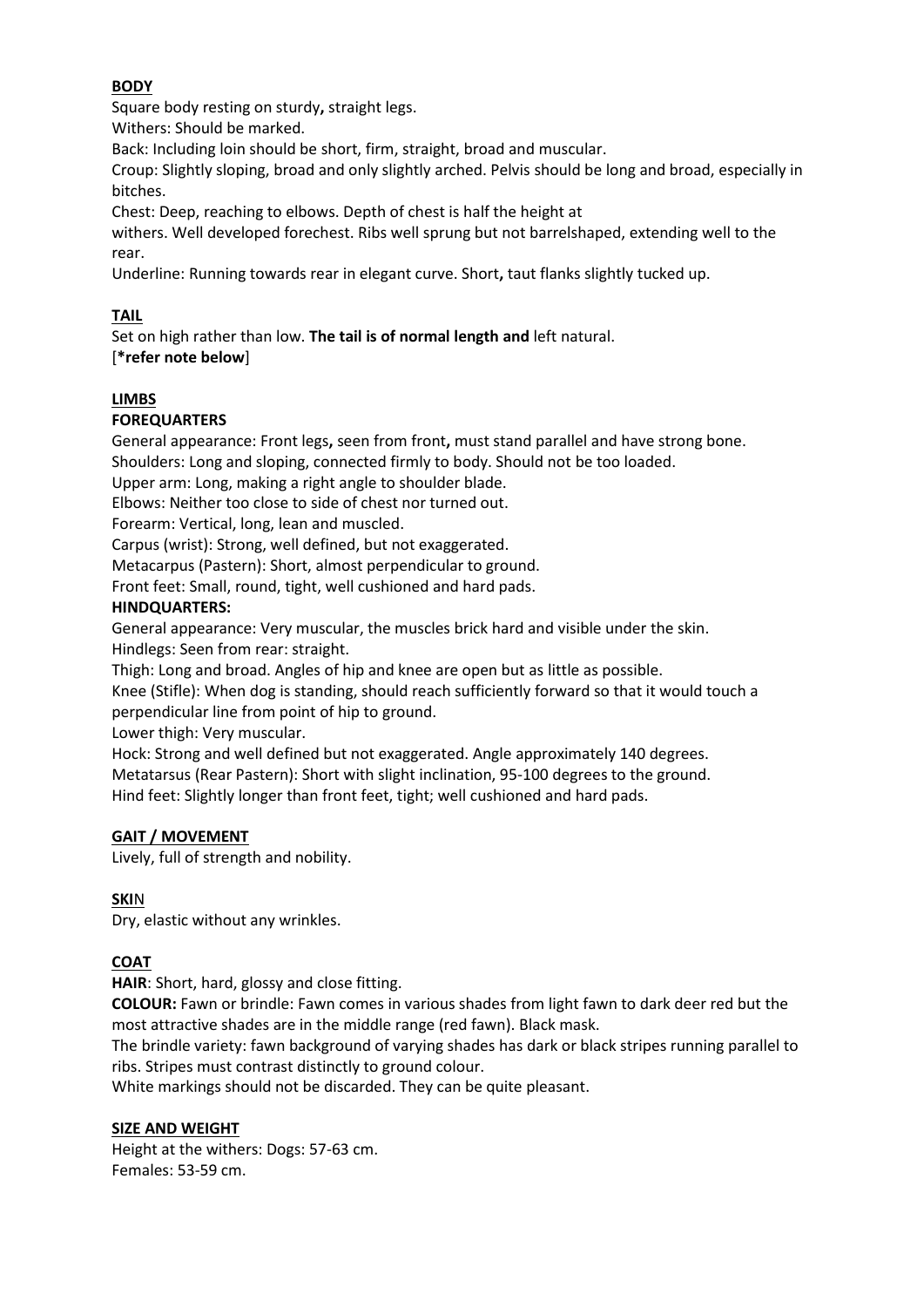**BODY**

Square body resting on sturdy**,** straight legs.
Withers: Should be marked.
Back: Including loin should be short, firm, straight, broad and muscular.
Croup: Slightly sloping, broad and only slightly arched. Pelvis should be long and broad, especially in bitches.
Chest: Deep, reaching to elbows. Depth of chest is half the height at
withers. Well developed forechest. Ribs well sprung but not barrelshaped, extending well to the rear.
Underline: Running towards rear in elegant curve. Short**,** taut flanks slightly tucked up.

**TAIL**

Set on high rather than low. **The tail is of normal length and** left natural.
[**\*refer note below**]

**LIMBS**

**FOREQUARTERS**

General appearance: Front legs**,** seen from front**,** must stand parallel and have strong bone.
Shoulders: Long and sloping, connected firmly to body. Should not be too loaded.
Upper arm: Long, making a right angle to shoulder blade.
Elbows: Neither too close to side of chest nor turned out.
Forearm: Vertical, long, lean and muscled.
Carpus (wrist): Strong, well defined, but not exaggerated.
Metacarpus (Pastern): Short, almost perpendicular to ground.
Front feet: Small, round, tight, well cushioned and hard pads.

**HINDQUARTERS:**

General appearance: Very muscular, the muscles brick hard and visible under the skin.
Hindlegs: Seen from rear: straight.
Thigh: Long and broad. Angles of hip and knee are open but as little as possible.
Knee (Stifle): When dog is standing, should reach sufficiently forward so that it would touch a perpendicular line from point of hip to ground.
Lower thigh: Very muscular.
Hock: Strong and well defined but not exaggerated. Angle approximately 140 degrees.
Metatarsus (Rear Pastern): Short with slight inclination, 95-100 degrees to the ground.
Hind feet: Slightly longer than front feet, tight; well cushioned and hard pads.

**GAIT / MOVEMENT**

Lively, full of strength and nobility.

**SKIN**

Dry, elastic without any wrinkles.

**COAT**

**HAIR**: Short, hard, glossy and close fitting.
**COLOUR:** Fawn or brindle: Fawn comes in various shades from light fawn to dark deer red but the most attractive shades are in the middle range (red fawn). Black mask.
The brindle variety: fawn background of varying shades has dark or black stripes running parallel to ribs. Stripes must contrast distinctly to ground colour.
White markings should not be discarded. They can be quite pleasant.

**SIZE AND WEIGHT**

Height at the withers: Dogs: 57-63 cm.
Females: 53-59 cm.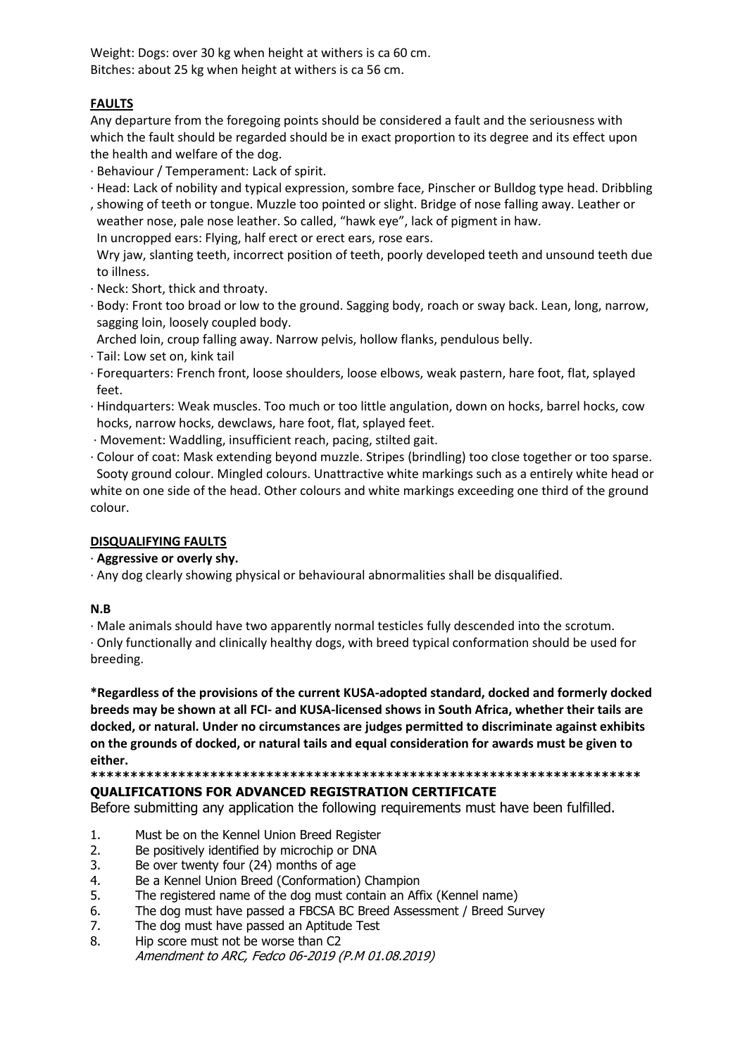Weight: Dogs: over 30 kg when height at withers is ca 60 cm.
Bitches: about 25 kg when height at withers is ca 56 cm.

## FAULTS

Any departure from the foregoing points should be considered a fault and the seriousness with which the fault should be regarded should be in exact proportion to its degree and its effect upon the health and welfare of the dog.

- Behaviour / Temperament: Lack of spirit.
- Head: Lack of nobility and typical expression, sombre face, Pinscher or Bulldog type head. Dribbling, showing of teeth or tongue. Muzzle too pointed or slight. Bridge of nose falling away. Leather or weather nose, pale nose leather. So called, "hawk eye", lack of pigment in haw.
  In uncropped ears: Flying, half erect or erect ears, rose ears.
  Wry jaw, slanting teeth, incorrect position of teeth, poorly developed teeth and unsound teeth due to illness.
- Neck: Short, thick and throaty.
- Body: Front too broad or low to the ground. Sagging body, roach or sway back. Lean, long, narrow, sagging loin, loosely coupled body.
  Arched loin, croup falling away. Narrow pelvis, hollow flanks, pendulous belly.
- Tail: Low set on, kink tail
- Forequarters: French front, loose shoulders, loose elbows, weak pastern, hare foot, flat, splayed feet.
- Hindquarters: Weak muscles. Too much or too little angulation, down on hocks, barrel hocks, cow hocks, narrow hocks, dewclaws, hare foot, flat, splayed feet.
- Movement: Waddling, insufficient reach, pacing, stilted gait.
- Colour of coat: Mask extending beyond muzzle. Stripes (brindling) too close together or too sparse. Sooty ground colour. Mingled colours. Unattractive white markings such as a entirely white head or white on one side of the head. Other colours and white markings exceeding one third of the ground colour.

## DISQUALIFYING FAULTS

- **Aggressive or overly shy.**
- Any dog clearly showing physical or behavioural abnormalities shall be disqualified.

## N.B

- Male animals should have two apparently normal testicles fully descended into the scrotum.
- Only functionally and clinically healthy dogs, with breed typical conformation should be used for breeding.

**\*Regardless of the provisions of the current KUSA-adopted standard, docked and formerly docked breeds may be shown at all FCI- and KUSA-licensed shows in South Africa, whether their tails are docked, or natural. Under no circumstances are judges permitted to discriminate against exhibits on the grounds of docked, or natural tails and equal consideration for awards must be given to either.**

**\*\*\*\*\*\*\*\*\*\*\*\*\*\*\*\*\*\*\*\*\*\*\*\*\*\*\*\*\*\*\*\*\*\*\*\*\*\*\*\*\*\*\*\*\*\*\*\*\*\*\*\*\*\*\*\*\*\*\*\*\*\*\*\*\*\*\*\*\*\***

## QUALIFICATIONS FOR ADVANCED REGISTRATION CERTIFICATE

Before submitting any application the following requirements must have been fulfilled.

1. Must be on the Kennel Union Breed Register
2. Be positively identified by microchip or DNA
3. Be over twenty four (24) months of age
4. Be a Kennel Union Breed (Conformation) Champion
5. The registered name of the dog must contain an Affix (Kennel name)
6. The dog must have passed a FBCSA BC Breed Assessment / Breed Survey
7. The dog must have passed an Aptitude Test
8. Hip score must not be worse than C2

*Amendment to ARC, Fedco 06-2019 (P.M 01.08.2019)*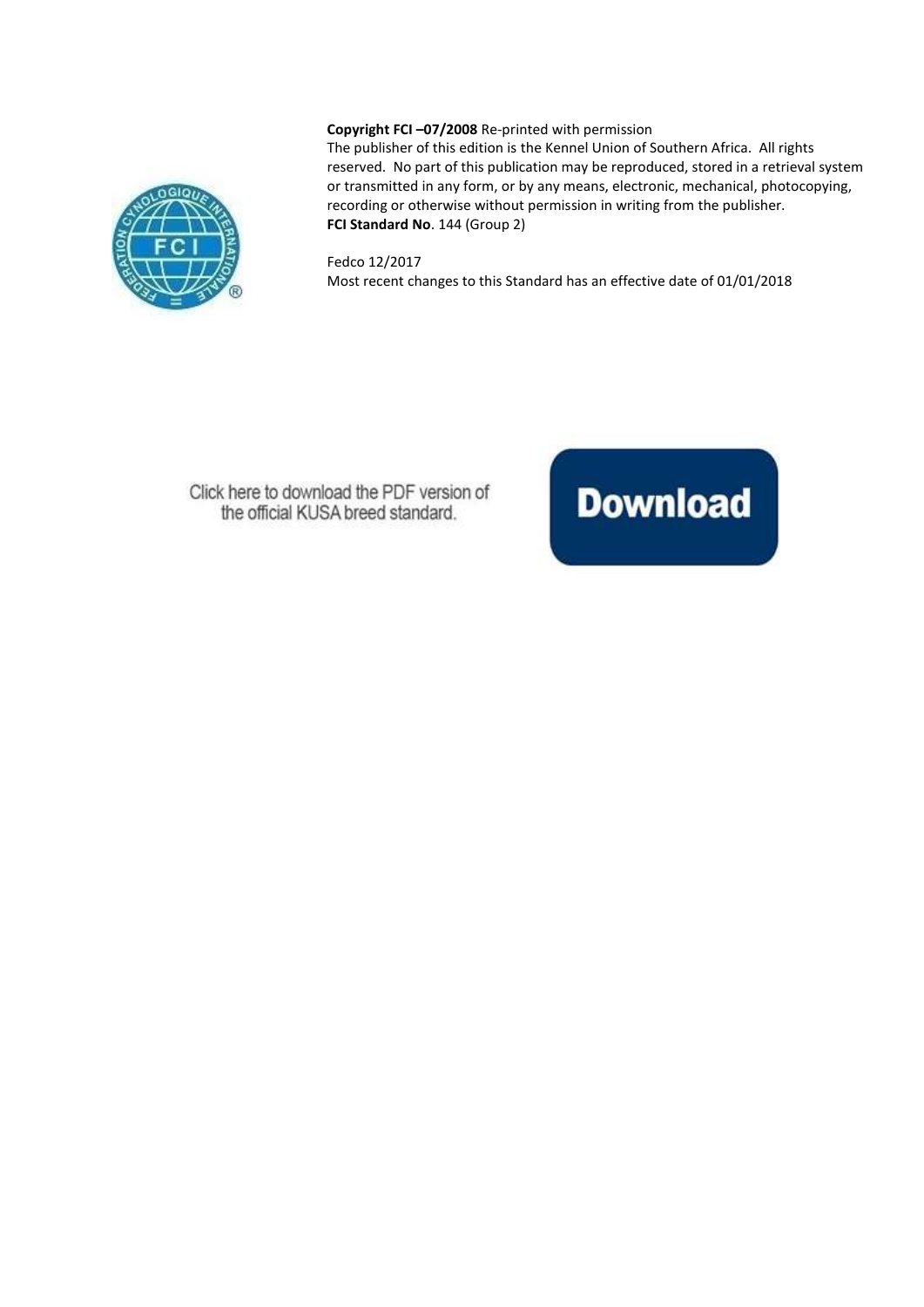**Copyright FCI –07/2008** Re-printed with permission
The publisher of this edition is the Kennel Union of Southern Africa. All rights reserved. No part of this publication may be reproduced, stored in a retrieval system or transmitted in any form, or by any means, electronic, mechanical, photocopying, recording or otherwise without permission in writing from the publisher.
**FCI Standard No**. 144 (Group 2)

Fedco 12/2017
Most recent changes to this Standard has an effective date of 01/01/2018

Click here to download the PDF version of the official KUSA breed standard.

**Download**